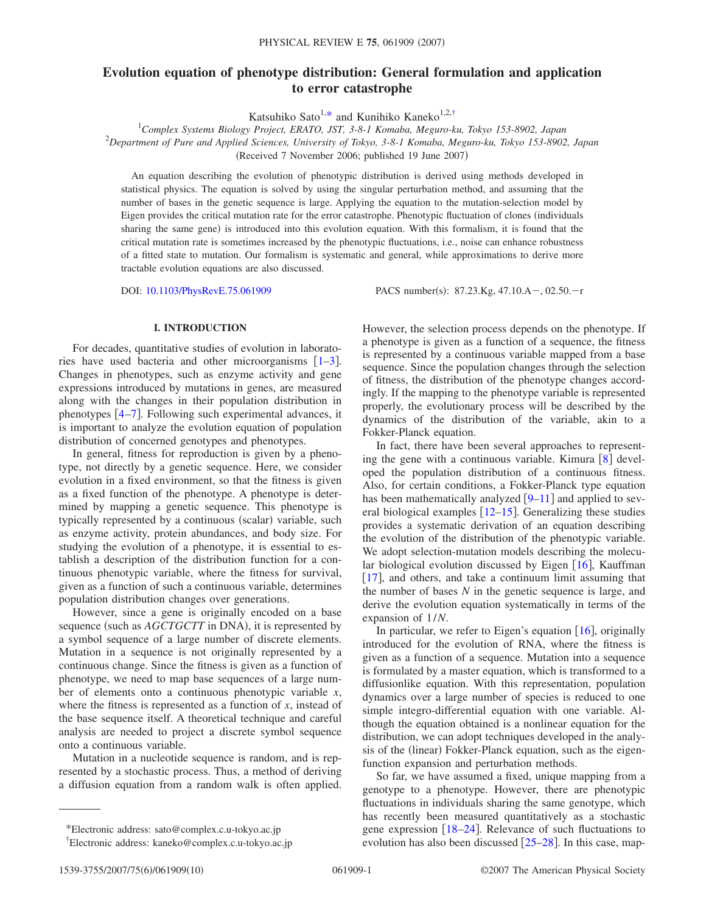# Evolution equation of phenotype distribution: General formulation and application to error catastrophe

Katsuhiko Sato[1,*] and Kunihiko Kaneko[1,2,†]

[1] *Complex Systems Biology Project, ERATO, JST, 3-8-1 Komaba, Meguro-ku, Tokyo 153-8902, Japan*
[2] *Department of Pure and Applied Sciences, University of Tokyo, 3-8-1 Komaba, Meguro-ku, Tokyo 153-8902, Japan*

(Received 7 November 2006; published 19 June 2007)

An equation describing the evolution of phenotypic distribution is derived using methods developed in statistical physics. The equation is solved by using the singular perturbation method, and assuming that the number of bases in the genetic sequence is large. Applying the equation to the mutation-selection model by Eigen provides the critical mutation rate for the error catastrophe. Phenotypic fluctuation of clones (individuals sharing the same gene) is introduced into this evolution equation. With this formalism, it is found that the critical mutation rate is sometimes increased by the phenotypic fluctuations, i.e., noise can enhance robustness of a fitted state to mutation. Our formalism is systematic and general, while approximations to derive more tractable evolution equations are also discussed.

DOI: 10.1103/PhysRevE.75.061909 PACS number(s): 87.23.Kg, 47.10.A−, 02.50.−r

## I. INTRODUCTION

For decades, quantitative studies of evolution in laboratories have used bacteria and other microorganisms [1–3]. Changes in phenotypes, such as enzyme activity and gene expressions introduced by mutations in genes, are measured along with the changes in their population distribution in phenotypes [4–7]. Following such experimental advances, it is important to analyze the evolution equation of population distribution of concerned genotypes and phenotypes.

In general, fitness for reproduction is given by a phenotype, not directly by a genetic sequence. Here, we consider evolution in a fixed environment, so that the fitness is given as a fixed function of the phenotype. A phenotype is determined by mapping a genetic sequence. This phenotype is typically represented by a continuous (scalar) variable, such as enzyme activity, protein abundances, and body size. For studying the evolution of a phenotype, it is essential to establish a description of the distribution function for a continuous phenotypic variable, where the fitness for survival, given as a function of such a continuous variable, determines population distribution changes over generations.

However, since a gene is originally encoded on a base sequence (such as *AGCTGCTT* in DNA), it is represented by a symbol sequence of a large number of discrete elements. Mutation in a sequence is not originally represented by a continuous change. Since the fitness is given as a function of phenotype, we need to map base sequences of a large number of elements onto a continuous phenotypic variable $x$, where the fitness is represented as a function of $x$, instead of the base sequence itself. A theoretical technique and careful analysis are needed to project a discrete symbol sequence onto a continuous variable.

Mutation in a nucleotide sequence is random, and is represented by a stochastic process. Thus, a method of deriving a diffusion equation from a random walk is often applied. However, the selection process depends on the phenotype. If a phenotype is given as a function of a sequence, the fitness is represented by a continuous variable mapped from a base sequence. Since the population changes through the selection of fitness, the distribution of the phenotype changes accordingly. If the mapping to the phenotype variable is represented properly, the evolutionary process will be described by the dynamics of the distribution of the variable, akin to a Fokker-Planck equation.

In fact, there have been several approaches to representing the gene with a continuous variable. Kimura [8] developed the population distribution of a continuous fitness. Also, for certain conditions, a Fokker-Planck type equation has been mathematically analyzed [9–11] and applied to several biological examples [12–15]. Generalizing these studies provides a systematic derivation of an equation describing the evolution of the distribution of the phenotypic variable. We adopt selection-mutation models describing the molecular biological evolution discussed by Eigen [16], Kauffman [17], and others, and take a continuum limit assuming that the number of bases $N$ in the genetic sequence is large, and derive the evolution equation systematically in terms of the expansion of $1/N$.

In particular, we refer to Eigen's equation [16], originally introduced for the evolution of RNA, where the fitness is given as a function of a sequence. Mutation into a sequence is formulated by a master equation, which is transformed to a diffusionlike equation. With this representation, population dynamics over a large number of species is reduced to one simple integro-differential equation with one variable. Although the equation obtained is a nonlinear equation for the distribution, we can adopt techniques developed in the analysis of the (linear) Fokker-Planck equation, such as the eigenfunction expansion and perturbation methods.

So far, we have assumed a fixed, unique mapping from a genotype to a phenotype. However, there are phenotypic fluctuations in individuals sharing the same genotype, which has recently been measured quantitatively as a stochastic gene expression [18–24]. Relevance of such fluctuations to evolution has also been discussed [25–28]. In this case, map-

*Electronic address: sato@complex.c.u-tokyo.ac.jp
†Electronic address: kaneko@complex.c.u-tokyo.ac.jp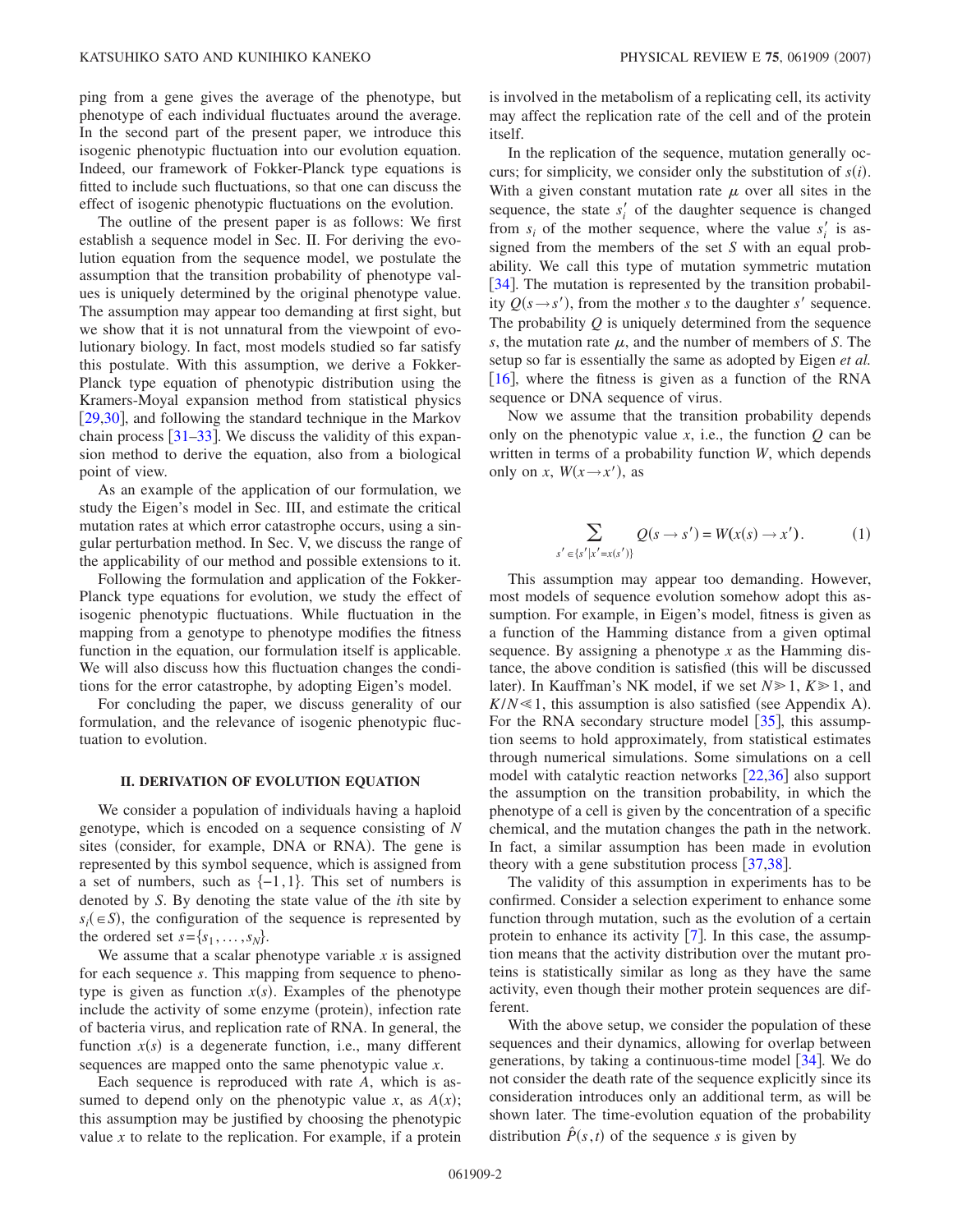ping from a gene gives the average of the phenotype, but phenotype of each individual fluctuates around the average. In the second part of the present paper, we introduce this isogenic phenotypic fluctuation into our evolution equation. Indeed, our framework of Fokker-Planck type equations is fitted to include such fluctuations, so that one can discuss the effect of isogenic phenotypic fluctuations on the evolution.

The outline of the present paper is as follows: We first establish a sequence model in Sec. II. For deriving the evolution equation from the sequence model, we postulate the assumption that the transition probability of phenotype values is uniquely determined by the original phenotype value. The assumption may appear too demanding at first sight, but we show that it is not unnatural from the viewpoint of evolutionary biology. In fact, most models studied so far satisfy this postulate. With this assumption, we derive a Fokker-Planck type equation of phenotypic distribution using the Kramers-Moyal expansion method from statistical physics [29,30], and following the standard technique in the Markov chain process [31–33]. We discuss the validity of this expansion method to derive the equation, also from a biological point of view.

As an example of the application of our formulation, we study the Eigen's model in Sec. III, and estimate the critical mutation rates at which error catastrophe occurs, using a singular perturbation method. In Sec. V, we discuss the range of the applicability of our method and possible extensions to it.

Following the formulation and application of the Fokker-Planck type equations for evolution, we study the effect of isogenic phenotypic fluctuations. While fluctuation in the mapping from a genotype to phenotype modifies the fitness function in the equation, our formulation itself is applicable. We will also discuss how this fluctuation changes the conditions for the error catastrophe, by adopting Eigen's model.

For concluding the paper, we discuss generality of our formulation, and the relevance of isogenic phenotypic fluctuation to evolution.

## II. DERIVATION OF EVOLUTION EQUATION

We consider a population of individuals having a haploid genotype, which is encoded on a sequence consisting of $N$ sites (consider, for example, DNA or RNA). The gene is represented by this symbol sequence, which is assigned from a set of numbers, such as $\{-1,1\}$. This set of numbers is denoted by $S$. By denoting the state value of the $i$th site by $s_i(\in S)$, the configuration of the sequence is represented by the ordered set $s=\{s_1,\ldots,s_N\}$.

We assume that a scalar phenotype variable $x$ is assigned for each sequence $s$. This mapping from sequence to phenotype is given as function $x(s)$. Examples of the phenotype include the activity of some enzyme (protein), infection rate of bacteria virus, and replication rate of RNA. In general, the function $x(s)$ is a degenerate function, i.e., many different sequences are mapped onto the same phenotypic value $x$.

Each sequence is reproduced with rate $A$, which is assumed to depend only on the phenotypic value $x$, as $A(x)$; this assumption may be justified by choosing the phenotypic value $x$ to relate to the replication. For example, if a protein is involved in the metabolism of a replicating cell, its activity may affect the replication rate of the cell and of the protein itself.

In the replication of the sequence, mutation generally occurs; for simplicity, we consider only the substitution of $s(i)$. With a given constant mutation rate $\mu$ over all sites in the sequence, the state $s_i'$ of the daughter sequence is changed from $s_i$ of the mother sequence, where the value $s_i'$ is assigned from the members of the set $S$ with an equal probability. We call this type of mutation symmetric mutation [34]. The mutation is represented by the transition probability $Q(s\to s')$, from the mother $s$ to the daughter $s'$ sequence. The probability $Q$ is uniquely determined from the sequence $s$, the mutation rate $\mu$, and the number of members of $S$. The setup so far is essentially the same as adopted by Eigen *et al.* [16], where the fitness is given as a function of the RNA sequence or DNA sequence of virus.

Now we assume that the transition probability depends only on the phenotypic value $x$, i.e., the function $Q$ can be written in terms of a probability function $W$, which depends only on $x$, $W(x\to x')$, as

$$\sum_{s'\in\{s'|x'=x(s')\}} Q(s\to s') = W(x(s)\to x'). \tag{1}$$

This assumption may appear too demanding. However, most models of sequence evolution somehow adopt this assumption. For example, in Eigen's model, fitness is given as a function of the Hamming distance from a given optimal sequence. By assigning a phenotype $x$ as the Hamming distance, the above condition is satisfied (this will be discussed later). In Kauffman's NK model, if we set $N\gg 1$, $K\gg 1$, and $K/N\ll 1$, this assumption is also satisfied (see Appendix A). For the RNA secondary structure model [35], this assumption seems to hold approximately, from statistical estimates through numerical simulations. Some simulations on a cell model with catalytic reaction networks [22,36] also support the assumption on the transition probability, in which the phenotype of a cell is given by the concentration of a specific chemical, and the mutation changes the path in the network. In fact, a similar assumption has been made in evolution theory with a gene substitution process [37,38].

The validity of this assumption in experiments has to be confirmed. Consider a selection experiment to enhance some function through mutation, such as the evolution of a certain protein to enhance its activity [7]. In this case, the assumption means that the activity distribution over the mutant proteins is statistically similar as long as they have the same activity, even though their mother protein sequences are different.

With the above setup, we consider the population of these sequences and their dynamics, allowing for overlap between generations, by taking a continuous-time model [34]. We do not consider the death rate of the sequence explicitly since its consideration introduces only an additional term, as will be shown later. The time-evolution equation of the probability distribution $\hat{P}(s,t)$ of the sequence $s$ is given by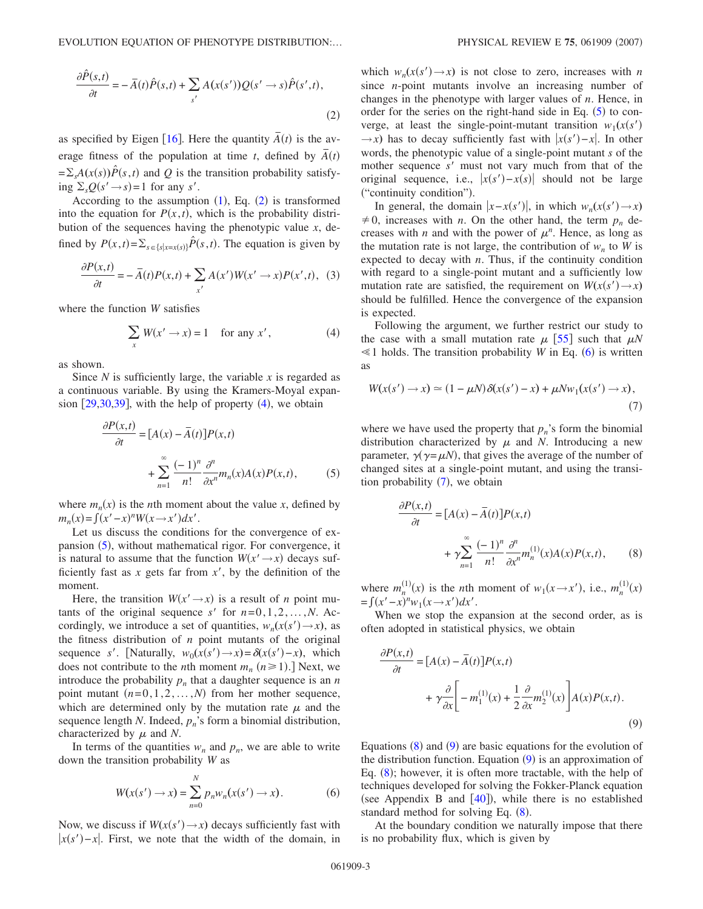$$\frac{\partial \hat{P}(s,t)}{\partial t} = -\bar{A}(t)\hat{P}(s,t) + \sum_{s'} A(x(s'))Q(s' \to s)\hat{P}(s',t), \tag{2}$$

as specified by Eigen [16]. Here the quantity $\bar{A}(t)$ is the average fitness of the population at time $t$, defined by $\bar{A}(t) = \sum_s A(x(s))\hat{P}(s,t)$ and $Q$ is the transition probability satisfying $\sum_s Q(s' \to s) = 1$ for any $s'$.

According to the assumption (1), Eq. (2) is transformed into the equation for $P(x,t)$, which is the probability distribution of the sequences having the phenotypic value $x$, defined by $P(x,t) = \sum_{s \in \{s|x=x(s)\}} \hat{P}(s,t)$. The equation is given by

$$\frac{\partial P(x,t)}{\partial t} = -\bar{A}(t)P(x,t) + \sum_{x'} A(x')W(x' \to x)P(x',t), \tag{3}$$

where the function $W$ satisfies

$$\sum_{x} W(x' \to x) = 1 \quad \text{for any } x', \tag{4}$$

as shown.

Since $N$ is sufficiently large, the variable $x$ is regarded as a continuous variable. By using the Kramers-Moyal expansion [29,30,39], with the help of property (4), we obtain

$$\frac{\partial P(x,t)}{\partial t} = [A(x) - \bar{A}(t)]P(x,t) + \sum_{n=1}^{\infty} \frac{(-1)^n}{n!} \frac{\partial^n}{\partial x^n} m_n(x)A(x)P(x,t), \tag{5}$$

where $m_n(x)$ is the $n$th moment about the value $x$, defined by $m_n(x) = \int (x'-x)^n W(x \to x')dx'$.

Let us discuss the conditions for the convergence of expansion (5), without mathematical rigor. For convergence, it is natural to assume that the function $W(x' \to x)$ decays sufficiently fast as $x$ gets far from $x'$, by the definition of the moment.

Here, the transition $W(x' \to x)$ is a result of $n$ point mutants of the original sequence $s'$ for $n = 0, 1, 2, \ldots, N$. Accordingly, we introduce a set of quantities, $w_n(x(s') \to x)$, as the fitness distribution of $n$ point mutants of the original sequence $s'$. [Naturally, $w_0(x(s') \to x) = \delta(x(s') - x)$, which does not contribute to the $n$th moment $m_n$ $(n \geq 1)$.] Next, we introduce the probability $p_n$ that a daughter sequence is an $n$ point mutant $(n = 0, 1, 2, \ldots, N)$ from her mother sequence, which are determined only by the mutation rate $\mu$ and the sequence length $N$. Indeed, $p_n$'s form a binomial distribution, characterized by $\mu$ and $N$.

In terms of the quantities $w_n$ and $p_n$, we are able to write down the transition probability $W$ as

$$W(x(s') \to x) = \sum_{n=0}^{N} p_n w_n(x(s') \to x). \tag{6}$$

Now, we discuss if $W(x(s') \to x)$ decays sufficiently fast with $|x(s') - x|$. First, we note that the width of the domain, in which $w_n(x(s') \to x)$ is not close to zero, increases with $n$ since $n$-point mutants involve an increasing number of changes in the phenotype with larger values of $n$. Hence, in order for the series on the right-hand side in Eq. (5) to converge, at least the single-point-mutant transition $w_1(x(s') \to x)$ has to decay sufficiently fast with $|x(s') - x|$. In other words, the phenotypic value of a single-point mutant $s$ of the mother sequence $s'$ must not vary much from that of the original sequence, i.e., $|x(s') - x(s)|$ should not be large ("continuity condition").

In general, the domain $|x - x(s')|$, in which $w_n(x(s') \to x) \neq 0$, increases with $n$. On the other hand, the term $p_n$ decreases with $n$ and with the power of $\mu^n$. Hence, as long as the mutation rate is not large, the contribution of $w_n$ to $W$ is expected to decay with $n$. Thus, if the continuity condition with regard to a single-point mutant and a sufficiently low mutation rate are satisfied, the requirement on $W(x(s') \to x)$ should be fulfilled. Hence the convergence of the expansion is expected.

Following the argument, we further restrict our study to the case with a small mutation rate $\mu$ [55] such that $\mu N \ll 1$ holds. The transition probability $W$ in Eq. (6) is written as

$$W(x(s') \to x) \simeq (1 - \mu N)\delta(x(s') - x) + \mu N w_1(x(s') \to x), \tag{7}$$

where we have used the property that $p_n$'s form the binomial distribution characterized by $\mu$ and $N$. Introducing a new parameter, $\gamma(\gamma = \mu N)$, that gives the average of the number of changed sites at a single-point mutant, and using the transition probability (7), we obtain

$$\frac{\partial P(x,t)}{\partial t} = [A(x) - \bar{A}(t)]P(x,t) + \gamma \sum_{n=1}^{\infty} \frac{(-1)^n}{n!} \frac{\partial^n}{\partial x^n} m_n^{(1)}(x)A(x)P(x,t), \tag{8}$$

where $m_n^{(1)}(x)$ is the $n$th moment of $w_1(x \to x')$, i.e., $m_n^{(1)}(x) = \int (x'-x)^n w_1(x \to x')dx'$.

When we stop the expansion at the second order, as is often adopted in statistical physics, we obtain

$$\frac{\partial P(x,t)}{\partial t} = [A(x) - \bar{A}(t)]P(x,t) + \gamma \frac{\partial}{\partial x}\left[ -m_1^{(1)}(x) + \frac{1}{2}\frac{\partial}{\partial x} m_2^{(1)}(x) \right] A(x)P(x,t). \tag{9}$$

Equations (8) and (9) are basic equations for the evolution of the distribution function. Equation (9) is an approximation of Eq. (8); however, it is often more tractable, with the help of techniques developed for solving the Fokker-Planck equation (see Appendix B and [40]), while there is no established standard method for solving Eq. (8).

At the boundary condition we naturally impose that there is no probability flux, which is given by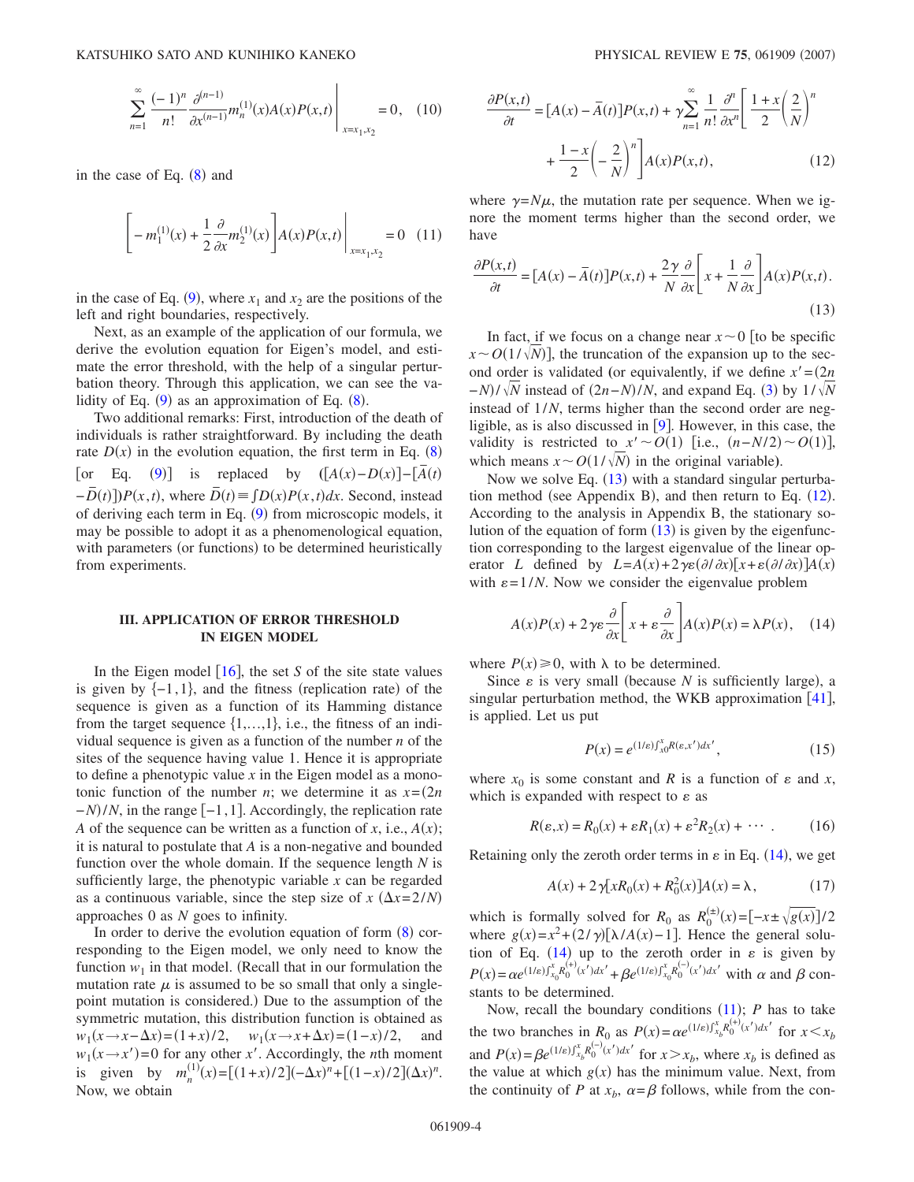$$\sum_{n=1}^{\infty} \frac{(-1)^n}{n!} \frac{\partial^{(n-1)}}{\partial x^{(n-1)}} m_n^{(1)}(x) A(x) P(x,t) \bigg|_{x=x_1,x_2} = 0, \quad (10)$$

in the case of Eq. (8) and

$$\left[ -m_1^{(1)}(x) + \frac{1}{2} \frac{\partial}{\partial x} m_2^{(1)}(x) \right] A(x) P(x,t) \bigg|_{x=x_1,x_2} = 0 \quad (11)$$

in the case of Eq. (9), where $x_1$ and $x_2$ are the positions of the left and right boundaries, respectively.

Next, as an example of the application of our formula, we derive the evolution equation for Eigen's model, and estimate the error threshold, with the help of a singular perturbation theory. Through this application, we can see the validity of Eq. (9) as an approximation of Eq. (8).

Two additional remarks: First, introduction of the death of individuals is rather straightforward. By including the death rate $D(x)$ in the evolution equation, the first term in Eq. (8) [or Eq. (9)] is replaced by $([A(x)-D(x)]-[\bar{A}(t)-\bar{D}(t)])P(x,t)$, where $\bar{D}(t) \equiv \int D(x)P(x,t)dx$. Second, instead of deriving each term in Eq. (9) from microscopic models, it may be possible to adopt it as a phenomenological equation, with parameters (or functions) to be determined heuristically from experiments.

## III. APPLICATION OF ERROR THRESHOLD IN EIGEN MODEL

In the Eigen model [16], the set $S$ of the site state values is given by $\{-1,1\}$, and the fitness (replication rate) of the sequence is given as a function of its Hamming distance from the target sequence $\{1,\ldots,1\}$, i.e., the fitness of an individual sequence is given as a function of the number $n$ of the sites of the sequence having value 1. Hence it is appropriate to define a phenotypic value $x$ in the Eigen model as a monotonic function of the number $n$; we determine it as $x=(2n-N)/N$, in the range $[-1,1]$. Accordingly, the replication rate $A$ of the sequence can be written as a function of $x$, i.e., $A(x)$; it is natural to postulate that $A$ is a non-negative and bounded function over the whole domain. If the sequence length $N$ is sufficiently large, the phenotypic variable $x$ can be regarded as a continuous variable, since the step size of $x$ ($\Delta x = 2/N$) approaches 0 as $N$ goes to infinity.

In order to derive the evolution equation of form (8) corresponding to the Eigen model, we only need to know the function $w_1$ in that model. (Recall that in our formulation the mutation rate $\mu$ is assumed to be so small that only a single-point mutation is considered.) Due to the assumption of the symmetric mutation, this distribution function is obtained as $w_1(x \to x-\Delta x)=(1+x)/2$, $w_1(x \to x+\Delta x)=(1-x)/2$, and $w_1(x \to x')=0$ for any other $x'$. Accordingly, the $n$th moment is given by $m_n^{(1)}(x)=[(1+x)/2](-\Delta x)^n+[(1-x)/2](\Delta x)^n$. Now, we obtain

$$\frac{\partial P(x,t)}{\partial t} = [A(x)-\bar{A}(t)]P(x,t) + \gamma \sum_{n=1}^{\infty} \frac{1}{n!} \frac{\partial^n}{\partial x^n} \left[ \frac{1+x}{2} \left( \frac{2}{N} \right)^n + \frac{1-x}{2} \left( -\frac{2}{N} \right)^n \right] A(x) P(x,t), \quad (12)$$

where $\gamma = N\mu$, the mutation rate per sequence. When we ignore the moment terms higher than the second order, we have

$$\frac{\partial P(x,t)}{\partial t} = [A(x)-\bar{A}(t)]P(x,t) + \frac{2\gamma}{N} \frac{\partial}{\partial x} \left[ x + \frac{1}{N} \frac{\partial}{\partial x} \right] A(x) P(x,t). \quad (13)$$

In fact, if we focus on a change near $x \sim 0$ [to be specific $x \sim O(1/\sqrt{N})$], the truncation of the expansion up to the second order is validated (or equivalently, if we define $x'=(2n-N)/\sqrt{N}$ instead of $(2n-N)/N$, and expand Eq. (3) by $1/\sqrt{N}$ instead of $1/N$, terms higher than the second order are negligible, as is also discussed in [9]. However, in this case, the validity is restricted to $x' \sim O(1)$ [i.e., $(n-N/2) \sim O(1)$], which means $x \sim O(1/\sqrt{N})$ in the original variable).

Now we solve Eq. (13) with a standard singular perturbation method (see Appendix B), and then return to Eq. (12). According to the analysis in Appendix B, the stationary solution of the equation of form (13) is given by the eigenfunction corresponding to the largest eigenvalue of the linear operator $L$ defined by $L = A(x) + 2\gamma\varepsilon(\partial/\partial x)[x+\varepsilon(\partial/\partial x)]A(x)$ with $\varepsilon = 1/N$. Now we consider the eigenvalue problem

$$A(x)P(x) + 2\gamma\varepsilon \frac{\partial}{\partial x} \left[ x + \varepsilon \frac{\partial}{\partial x} \right] A(x)P(x) = \lambda P(x), \quad (14)$$

where $P(x) \geq 0$, with $\lambda$ to be determined.

Since $\varepsilon$ is very small (because $N$ is sufficiently large), a singular perturbation method, the WKB approximation [41], is applied. Let us put

$$P(x) = e^{(1/\varepsilon)\int_{x_0}^{x} R(\varepsilon, x')dx'}, \quad (15)$$

where $x_0$ is some constant and $R$ is a function of $\varepsilon$ and $x$, which is expanded with respect to $\varepsilon$ as

$$R(\varepsilon, x) = R_0(x) + \varepsilon R_1(x) + \varepsilon^2 R_2(x) + \cdots. \quad (16)$$

Retaining only the zeroth order terms in $\varepsilon$ in Eq. (14), we get

$$A(x) + 2\gamma[xR_0(x) + R_0^2(x)]A(x) = \lambda, \quad (17)$$

which is formally solved for $R_0$ as $R_0^{(\pm)}(x) = [-x \pm \sqrt{g(x)}]/2$ where $g(x) = x^2 + (2/\gamma)[\lambda/A(x) - 1]$. Hence the general solution of Eq. (14) up to the zeroth order in $\varepsilon$ is given by $P(x) = \alpha e^{(1/\varepsilon)\int_{x_0}^{x} R_0^{(+)}(x')dx'} + \beta e^{(1/\varepsilon)\int_{x_0}^{x} R_0^{(-)}(x')dx'}$ with $\alpha$ and $\beta$ constants to be determined.

Now, recall the boundary conditions (11); $P$ has to take the two branches in $R_0$ as $P(x) = \alpha e^{(1/\varepsilon)\int_{x_b}^{x} R_0^{(+)}(x')dx'}$ for $x < x_b$ and $P(x) = \beta e^{(1/\varepsilon)\int_{x_b}^{x} R_0^{(-)}(x')dx'}$ for $x > x_b$, where $x_b$ is defined as the value at which $g(x)$ has the minimum value. Next, from the continuity of $P$ at $x_b$, $\alpha = \beta$ follows, while from the con-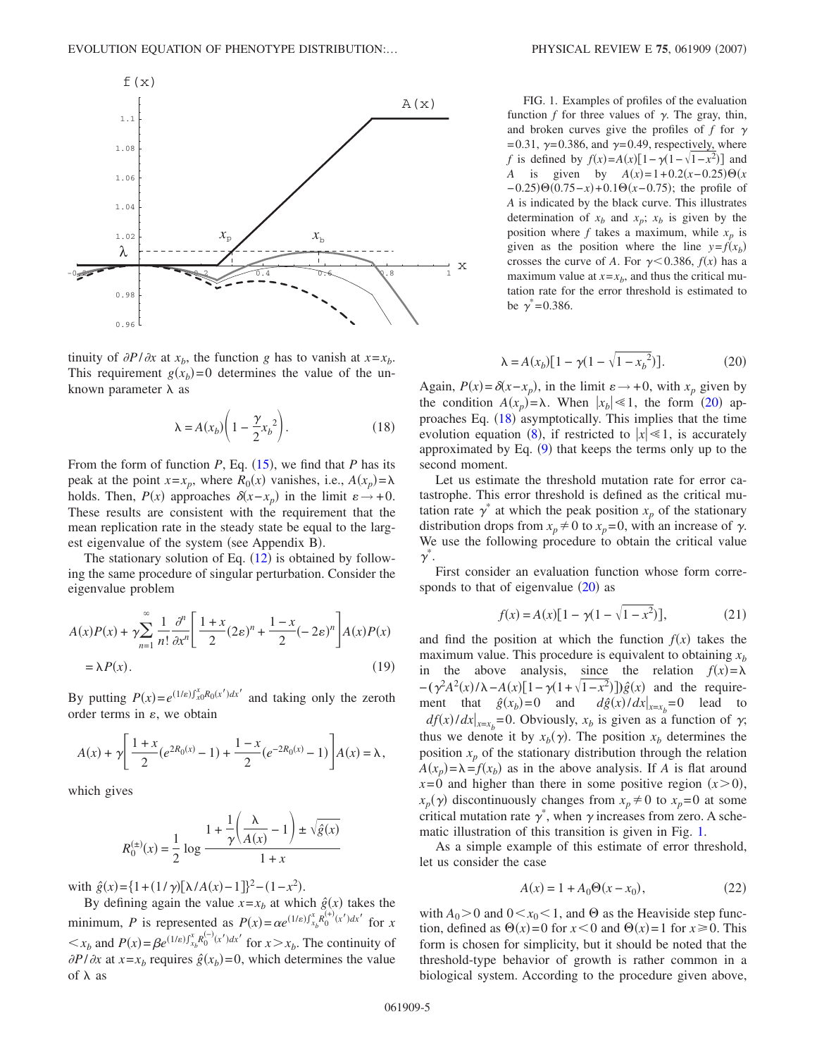FIG. 1. Examples of profiles of the evaluation function $f$ for three values of $\gamma$. The gray, thin, and broken curves give the profiles of $f$ for $\gamma=0.31$, $\gamma=0.386$, and $\gamma=0.49$, respectively, where $f$ is defined by $f(x)=A(x)[1-\gamma(1-\sqrt{1-x^2})]$ and $A$ is given by $A(x)=1+0.2(x-0.25)\Theta(x-0.25)\Theta(0.75-x)+0.1\Theta(x-0.75)$; the profile of $A$ is indicated by the black curve. This illustrates determination of $x_b$ and $x_p$; $x_b$ is given by the position where $f$ takes a maximum, while $x_p$ is given as the position where the line $y=f(x_b)$ crosses the curve of $A$. For $\gamma<0.386$, $f(x)$ has a maximum value at $x=x_b$, and thus the critical mutation rate for the error threshold is estimated to be $\gamma^*=0.386$.

tinuity of $\partial P/\partial x$ at $x_b$, the function $g$ has to vanish at $x=x_b$. This requirement $g(x_b)=0$ determines the value of the unknown parameter $\lambda$ as

$$\lambda = A(x_b)\left(1-\frac{\gamma}{2}x_b{}^2\right). \tag{18}$$

From the form of function $P$, Eq. (15), we find that $P$ has its peak at the point $x=x_p$, where $R_0(x)$ vanishes, i.e., $A(x_p)=\lambda$ holds. Then, $P(x)$ approaches $\delta(x-x_p)$ in the limit $\varepsilon\to+0$. These results are consistent with the requirement that the mean replication rate in the steady state be equal to the largest eigenvalue of the system (see Appendix B).

The stationary solution of Eq. (12) is obtained by following the same procedure of singular perturbation. Consider the eigenvalue problem

$$A(x)P(x) + \gamma\sum_{n=1}^{\infty}\frac{1}{n!}\frac{\partial^n}{\partial x^n}\left[\frac{1+x}{2}(2\varepsilon)^n + \frac{1-x}{2}(-2\varepsilon)^n\right]A(x)P(x) = \lambda P(x). \tag{19}$$

By putting $P(x)=e^{(1/\varepsilon)\int_{x0}^{x}R_0(x')dx'}$ and taking only the zeroth order terms in $\varepsilon$, we obtain

$$A(x) + \gamma\left[\frac{1+x}{2}(e^{2R_0(x)}-1) + \frac{1-x}{2}(e^{-2R_0(x)}-1)\right]A(x) = \lambda,$$

which gives

$$R_0^{(\pm)}(x) = \frac{1}{2}\log\frac{1+\frac{1}{\gamma}\left(\frac{\lambda}{A(x)}-1\right)\pm\sqrt{\hat{g}(x)}}{1+x}$$

with $\hat{g}(x)=\{1+(1/\gamma)[\lambda/A(x)-1]\}^2-(1-x^2)$.

By defining again the value $x=x_b$ at which $\hat{g}(x)$ takes the minimum, $P$ is represented as $P(x)=\alpha e^{(1/\varepsilon)\int_{x_b}^{x}R_0^{(+)}(x')dx'}$ for $x<x_b$ and $P(x)=\beta e^{(1/\varepsilon)\int_{x_b}^{x}R_0^{(-)}(x')dx'}$ for $x>x_b$. The continuity of $\partial P/\partial x$ at $x=x_b$ requires $\hat{g}(x_b)=0$, which determines the value of $\lambda$ as

$$\lambda = A(x_b)[1-\gamma(1-\sqrt{1-x_b{}^2})]. \tag{20}$$

Again, $P(x)=\delta(x-x_p)$, in the limit $\varepsilon\to+0$, with $x_p$ given by the condition $A(x_p)=\lambda$. When $|x_b|\ll 1$, the form (20) approaches Eq. (18) asymptotically. This implies that the time evolution equation (8), if restricted to $|x|\ll 1$, is accurately approximated by Eq. (9) that keeps the terms only up to the second moment.

Let us estimate the threshold mutation rate for error catastrophe. This error threshold is defined as the critical mutation rate $\gamma^*$ at which the peak position $x_p$ of the stationary distribution drops from $x_p\neq 0$ to $x_p=0$, with an increase of $\gamma$. We use the following procedure to obtain the critical value $\gamma^*$.

First consider an evaluation function whose form corresponds to that of eigenvalue (20) as

$$f(x) = A(x)[1-\gamma(1-\sqrt{1-x^2})], \tag{21}$$

and find the position at which the function $f(x)$ takes the maximum value. This procedure is equivalent to obtaining $x_b$ in the above analysis, since the relation $f(x)=\lambda-(\gamma^2A^2(x)/\lambda-A(x)[1-\gamma(1+\sqrt{1-x^2})])\hat{g}(x)$ and the requirement that $\hat{g}(x_b)=0$ and $d\hat{g}(x)/dx|_{x=x_b}=0$ lead to $df(x)/dx|_{x=x_b}=0$. Obviously, $x_b$ is given as a function of $\gamma$; thus we denote it by $x_b(\gamma)$. The position $x_b$ determines the position $x_p$ of the stationary distribution through the relation $A(x_p)=\lambda=f(x_b)$ as in the above analysis. If $A$ is flat around $x=0$ and higher than there in some positive region $(x>0)$, $x_p(\gamma)$ discontinuously changes from $x_p\neq 0$ to $x_p=0$ at some critical mutation rate $\gamma^*$, when $\gamma$ increases from zero. A schematic illustration of this transition is given in Fig. 1.

As a simple example of this estimate of error threshold, let us consider the case

$$A(x) = 1 + A_0\Theta(x-x_0), \tag{22}$$

with $A_0>0$ and $0<x_0<1$, and $\Theta$ as the Heaviside step function, defined as $\Theta(x)=0$ for $x<0$ and $\Theta(x)=1$ for $x\geq 0$. This form is chosen for simplicity, but it should be noted that the threshold-type behavior of growth is rather common in a biological system. According to the procedure given above,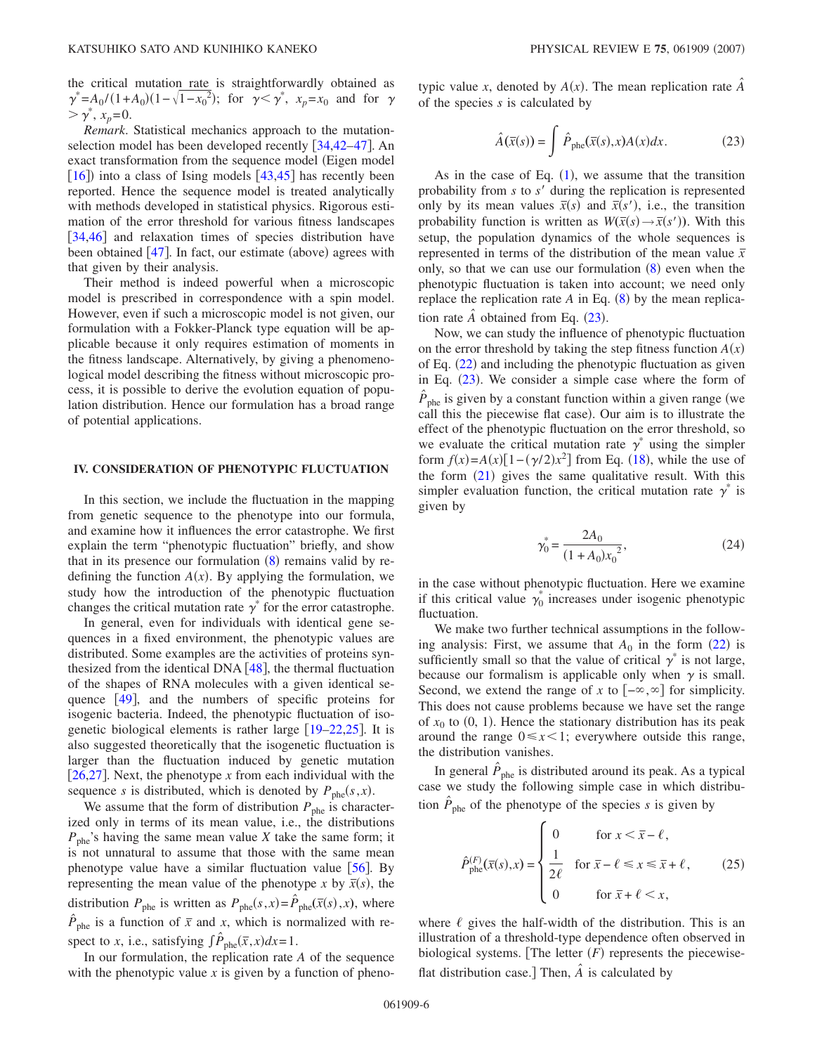the critical mutation rate is straightforwardly obtained as $\gamma^* = A_0/(1+A_0)(1-\sqrt{1-x_0^2})$; for $\gamma < \gamma^*$, $x_p = x_0$ and for $\gamma > \gamma^*$, $x_p = 0$.

*Remark.* Statistical mechanics approach to the mutation-selection model has been developed recently [34,42–47]. An exact transformation from the sequence model (Eigen model [16]) into a class of Ising models [43,45] has recently been reported. Hence the sequence model is treated analytically with methods developed in statistical physics. Rigorous estimation of the error threshold for various fitness landscapes [34,46] and relaxation times of species distribution have been obtained [47]. In fact, our estimate (above) agrees with that given by their analysis.

Their method is indeed powerful when a microscopic model is prescribed in correspondence with a spin model. However, even if such a microscopic model is not given, our formulation with a Fokker-Planck type equation will be applicable because it only requires estimation of moments in the fitness landscape. Alternatively, by giving a phenomenological model describing the fitness without microscopic process, it is possible to derive the evolution equation of population distribution. Hence our formulation has a broad range of potential applications.

## IV. CONSIDERATION OF PHENOTYPIC FLUCTUATION

In this section, we include the fluctuation in the mapping from genetic sequence to the phenotype into our formula, and examine how it influences the error catastrophe. We first explain the term "phenotypic fluctuation" briefly, and show that in its presence our formulation (8) remains valid by redefining the function $A(x)$. By applying the formulation, we study how the introduction of the phenotypic fluctuation changes the critical mutation rate $\gamma^*$ for the error catastrophe.

In general, even for individuals with identical gene sequences in a fixed environment, the phenotypic values are distributed. Some examples are the activities of proteins synthesized from the identical DNA [48], the thermal fluctuation of the shapes of RNA molecules with a given identical sequence [49], and the numbers of specific proteins for isogenic bacteria. Indeed, the phenotypic fluctuation of isogenetic biological elements is rather large [19–22,25]. It is also suggested theoretically that the isogenetic fluctuation is larger than the fluctuation induced by genetic mutation [26,27]. Next, the phenotype $x$ from each individual with the sequence $s$ is distributed, which is denoted by $P_{\text{phe}}(s,x)$.

We assume that the form of distribution $P_{\text{phe}}$ is characterized only in terms of its mean value, i.e., the distributions $P_{\text{phe}}$'s having the same mean value $X$ take the same form; it is not unnatural to assume that those with the same mean phenotype value have a similar fluctuation value [56]. By representing the mean value of the phenotype $x$ by $\bar{x}(s)$, the distribution $P_{\text{phe}}$ is written as $P_{\text{phe}}(s,x) = \hat{P}_{\text{phe}}(\bar{x}(s),x)$, where $\hat{P}_{\text{phe}}$ is a function of $\bar{x}$ and $x$, which is normalized with respect to $x$, i.e., satisfying $\int \hat{P}_{\text{phe}}(\bar{x},x)dx = 1$.

In our formulation, the replication rate $A$ of the sequence with the phenotypic value $x$ is given by a function of phenotypic value $x$, denoted by $A(x)$. The mean replication rate $\hat{A}$ of the species $s$ is calculated by

$$\hat{A}(\bar{x}(s)) = \int \hat{P}_{\text{phe}}(\bar{x}(s),x)A(x)dx. \tag{23}$$

As in the case of Eq. (1), we assume that the transition probability from $s$ to $s'$ during the replication is represented only by its mean values $\bar{x}(s)$ and $\bar{x}(s')$, i.e., the transition probability function is written as $W(\bar{x}(s) \to \bar{x}(s'))$. With this setup, the population dynamics of the whole sequences is represented in terms of the distribution of the mean value $\bar{x}$ only, so that we can use our formulation (8) even when the phenotypic fluctuation is taken into account; we need only replace the replication rate $A$ in Eq. (8) by the mean replication rate $\hat{A}$ obtained from Eq. (23).

Now, we can study the influence of phenotypic fluctuation on the error threshold by taking the step fitness function $A(x)$ of Eq. (22) and including the phenotypic fluctuation as given in Eq. (23). We consider a simple case where the form of $\hat{P}_{\text{phe}}$ is given by a constant function within a given range (we call this the piecewise flat case). Our aim is to illustrate the effect of the phenotypic fluctuation on the error threshold, so we evaluate the critical mutation rate $\gamma^*$ using the simpler form $f(x) = A(x)[1-(\gamma/2)x^2]$ from Eq. (18), while the use of the form (21) gives the same qualitative result. With this simpler evaluation function, the critical mutation rate $\gamma^*$ is given by

$$\gamma_0^* = \frac{2A_0}{(1+A_0)x_0^2}, \tag{24}$$

in the case without phenotypic fluctuation. Here we examine if this critical value $\gamma_0^*$ increases under isogenic phenotypic fluctuation.

We make two further technical assumptions in the following analysis: First, we assume that $A_0$ in the form (22) is sufficiently small so that the value of critical $\gamma^*$ is not large, because our formalism is applicable only when $\gamma$ is small. Second, we extend the range of $x$ to $[-\infty, \infty]$ for simplicity. This does not cause problems because we have set the range of $x_0$ to $(0, 1)$. Hence the stationary distribution has its peak around the range $0 \leq x < 1$; everywhere outside this range, the distribution vanishes.

In general $\hat{P}_{\text{phe}}$ is distributed around its peak. As a typical case we study the following simple case in which distribution $\hat{P}_{\text{phe}}$ of the phenotype of the species $s$ is given by

$$\hat{P}_{\text{phe}}^{(F)}(\bar{x}(s),x) = \begin{cases} 0 & \text{for } x < \bar{x} - \ell, \\ \dfrac{1}{2\ell} & \text{for } \bar{x} - \ell \leq x \leq \bar{x} + \ell, \\ 0 & \text{for } \bar{x} + \ell < x, \end{cases} \tag{25}$$

where $\ell$ gives the half-width of the distribution. This is an illustration of a threshold-type dependence often observed in biological systems. [The letter $(F)$ represents the piecewise-flat distribution case.] Then, $\hat{A}$ is calculated by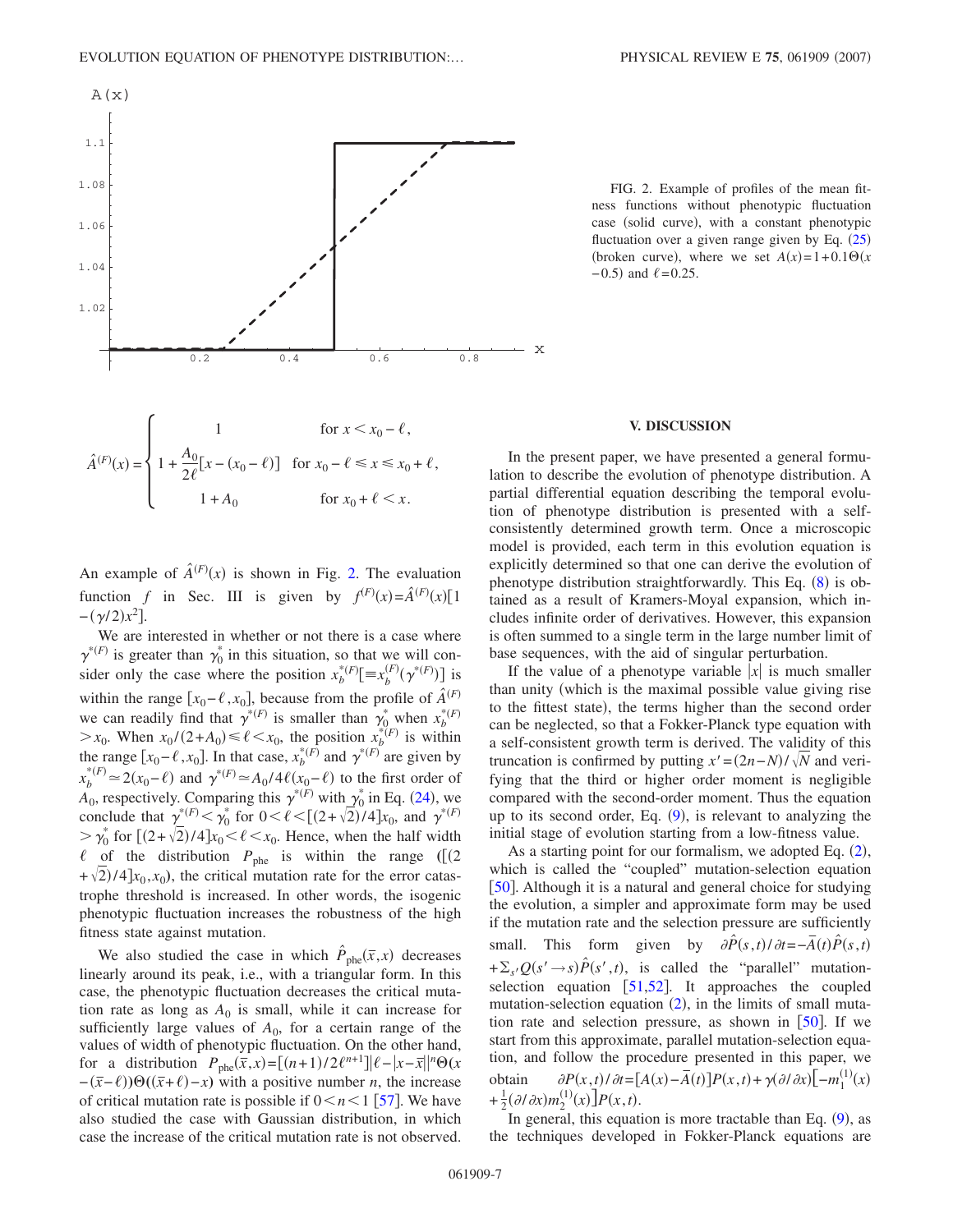FIG. 2. Example of profiles of the mean fitness functions without phenotypic fluctuation case (solid curve), with a constant phenotypic fluctuation over a given range given by Eq. (25) (broken curve), where we set $A(x)=1+0.1\Theta(x-0.5)$ and $\ell=0.25$.

$$
\hat{A}^{(F)}(x)=\begin{cases} 1 & \text{for } x<x_0-\ell, \\ 1+\dfrac{A_0}{2\ell}[x-(x_0-\ell)] & \text{for } x_0-\ell\leq x\leq x_0+\ell, \\ 1+A_0 & \text{for } x_0+\ell<x. \end{cases}
$$

An example of $\hat{A}^{(F)}(x)$ is shown in Fig. 2. The evaluation function $f$ in Sec. III is given by $f^{(F)}(x)=\hat{A}^{(F)}(x)[1-(\gamma/2)x^2]$.

We are interested in whether or not there is a case where $\gamma^{*(F)}$ is greater than $\gamma_0^*$ in this situation, so that we will consider only the case where the position $x_b^{*(F)}[\equiv x_b^{(F)}(\gamma^{*(F)})]$ is within the range $[x_0-\ell,x_0]$, because from the profile of $\hat{A}^{(F)}$ we can readily find that $\gamma^{*(F)}$ is smaller than $\gamma_0^*$ when $x_b^{*(F)}>x_0$. When $x_0/(2+A_0)\leq\ell<x_0$, the position $x_b^{*(F)}$ is within the range $[x_0-\ell,x_0]$. In that case, $x_b^{*(F)}$ and $\gamma^{*(F)}$ are given by $x_b^{*(F)}\simeq 2(x_0-\ell)$ and $\gamma^{*(F)}\simeq A_0/4\ell(x_0-\ell)$ to the first order of $A_0$, respectively. Comparing this $\gamma^{*(F)}$ with $\gamma_0^*$ in Eq. (24), we conclude that $\gamma^{*(F)}<\gamma_0^*$ for $0<\ell<[(2+\sqrt{2})/4]x_0$, and $\gamma^{*(F)}>\gamma_0^*$ for $[(2+\sqrt{2})/4]x_0<\ell<x_0$. Hence, when the half width $\ell$ of the distribution $P_{\text{phe}}$ is within the range $([(2+\sqrt{2})/4]x_0,x_0)$, the critical mutation rate for the error catastrophe threshold is increased. In other words, the isogenic phenotypic fluctuation increases the robustness of the high fitness state against mutation.

We also studied the case in which $\hat{P}_{\text{phe}}(\bar{x},x)$ decreases linearly around its peak, i.e., with a triangular form. In this case, the phenotypic fluctuation decreases the critical mutation rate as long as $A_0$ is small, while it can increase for sufficiently large values of $A_0$, for a certain range of the values of width of phenotypic fluctuation. On the other hand, for a distribution $P_{\text{phe}}(\bar{x},x)=[(n+1)/2\ell^{n+1}]|\ell-|x-\bar{x}||^n\Theta(x-(\bar{x}-\ell))\Theta((\bar{x}+\ell)-x)$ with a positive number $n$, the increase of critical mutation rate is possible if $0<n<1$ [57]. We have also studied the case with Gaussian distribution, in which case the increase of the critical mutation rate is not observed.

## V. DISCUSSION

In the present paper, we have presented a general formulation to describe the evolution of phenotype distribution. A partial differential equation describing the temporal evolution of phenotype distribution is presented with a self-consistently determined growth term. Once a microscopic model is provided, each term in this evolution equation is explicitly determined so that one can derive the evolution of phenotype distribution straightforwardly. This Eq. (8) is obtained as a result of Kramers-Moyal expansion, which includes infinite order of derivatives. However, this expansion is often summed to a single term in the large number limit of base sequences, with the aid of singular perturbation.

If the value of a phenotype variable $|x|$ is much smaller than unity (which is the maximal possible value giving rise to the fittest state), the terms higher than the second order can be neglected, so that a Fokker-Planck type equation with a self-consistent growth term is derived. The validity of this truncation is confirmed by putting $x'=(2n-N)/\sqrt{N}$ and verifying that the third or higher order moment is negligible compared with the second-order moment. Thus the equation up to its second order, Eq. (9), is relevant to analyzing the initial stage of evolution starting from a low-fitness value.

As a starting point for our formalism, we adopted Eq. (2), which is called the "coupled" mutation-selection equation [50]. Although it is a natural and general choice for studying the evolution, a simpler and approximate form may be used if the mutation rate and the selection pressure are sufficiently small. This form given by $\partial\hat{P}(s,t)/\partial t=-\bar{A}(t)\hat{P}(s,t)+\Sigma_{s'}Q(s'\to s)\hat{P}(s',t)$, is called the "parallel" mutation-selection equation [51,52]. It approaches the coupled mutation-selection equation (2), in the limits of small mutation rate and selection pressure, as shown in [50]. If we start from this approximate, parallel mutation-selection equation, and follow the procedure presented in this paper, we obtain $\partial P(x,t)/\partial t=[A(x)-\bar{A}(t)]P(x,t)+\gamma(\partial/\partial x)[-m_1^{(1)}(x)+\frac{1}{2}(\partial/\partial x)m_2^{(1)}(x)]P(x,t)$.

In general, this equation is more tractable than Eq. (9), as the techniques developed in Fokker-Planck equations are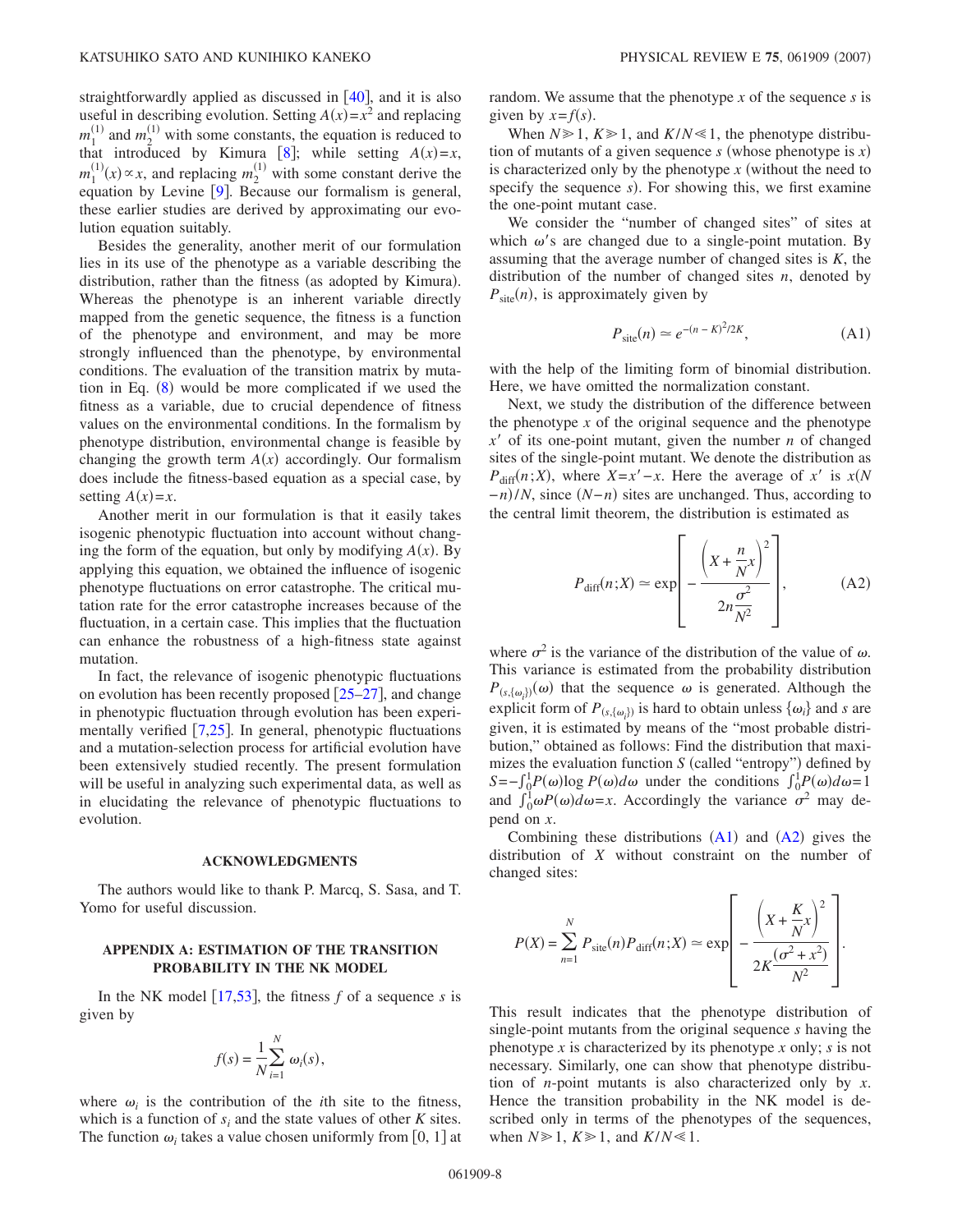straightforwardly applied as discussed in [40], and it is also useful in describing evolution. Setting $A(x)=x^2$ and replacing $m_1^{(1)}$ and $m_2^{(1)}$ with some constants, the equation is reduced to that introduced by Kimura [8]; while setting $A(x)=x$, $m_1^{(1)}(x)\propto x$, and replacing $m_2^{(1)}$ with some constant derive the equation by Levine [9]. Because our formalism is general, these earlier studies are derived by approximating our evolution equation suitably.

Besides the generality, another merit of our formulation lies in its use of the phenotype as a variable describing the distribution, rather than the fitness (as adopted by Kimura). Whereas the phenotype is an inherent variable directly mapped from the genetic sequence, the fitness is a function of the phenotype and environment, and may be more strongly influenced than the phenotype, by environmental conditions. The evaluation of the transition matrix by mutation in Eq. (8) would be more complicated if we used the fitness as a variable, due to crucial dependence of fitness values on the environmental conditions. In the formalism by phenotype distribution, environmental change is feasible by changing the growth term $A(x)$ accordingly. Our formalism does include the fitness-based equation as a special case, by setting $A(x)=x$.

Another merit in our formulation is that it easily takes isogenic phenotypic fluctuation into account without changing the form of the equation, but only by modifying $A(x)$. By applying this equation, we obtained the influence of isogenic phenotype fluctuations on error catastrophe. The critical mutation rate for the error catastrophe increases because of the fluctuation, in a certain case. This implies that the fluctuation can enhance the robustness of a high-fitness state against mutation.

In fact, the relevance of isogenic phenotypic fluctuations on evolution has been recently proposed [25–27], and change in phenotypic fluctuation through evolution has been experimentally verified [7,25]. In general, phenotypic fluctuations and a mutation-selection process for artificial evolution have been extensively studied recently. The present formulation will be useful in analyzing such experimental data, as well as in elucidating the relevance of phenotypic fluctuations to evolution.

## ACKNOWLEDGMENTS

The authors would like to thank P. Marcq, S. Sasa, and T. Yomo for useful discussion.

## APPENDIX A: ESTIMATION OF THE TRANSITION PROBABILITY IN THE NK MODEL

In the NK model [17,53], the fitness $f$ of a sequence $s$ is given by

$$f(s)=\frac{1}{N}\sum_{i=1}^{N}\omega_i(s),$$

where $\omega_i$ is the contribution of the $i$th site to the fitness, which is a function of $s_i$ and the state values of other $K$ sites. The function $\omega_i$ takes a value chosen uniformly from $[0, 1]$ at random. We assume that the phenotype $x$ of the sequence $s$ is given by $x=f(s)$.

When $N\gg 1$, $K\gg 1$, and $K/N\ll 1$, the phenotype distribution of mutants of a given sequence $s$ (whose phenotype is $x$) is characterized only by the phenotype $x$ (without the need to specify the sequence $s$). For showing this, we first examine the one-point mutant case.

We consider the "number of changed sites" of sites at which $\omega$'s are changed due to a single-point mutation. By assuming that the average number of changed sites is $K$, the distribution of the number of changed sites $n$, denoted by $P_{\rm site}(n)$, is approximately given by

$$P_{\rm site}(n)\simeq e^{-(n-K)^2/2K}, \tag{A1}$$

with the help of the limiting form of binomial distribution. Here, we have omitted the normalization constant.

Next, we study the distribution of the difference between the phenotype $x$ of the original sequence and the phenotype $x'$ of its one-point mutant, given the number $n$ of changed sites of the single-point mutant. We denote the distribution as $P_{\rm diff}(n;X)$, where $X=x'-x$. Here the average of $x'$ is $x(N-n)/N$, since $(N-n)$ sites are unchanged. Thus, according to the central limit theorem, the distribution is estimated as

$$P_{\rm diff}(n;X)\simeq \exp\left[-\frac{\left(X+\dfrac{n}{N}x\right)^2}{2n\dfrac{\sigma^2}{N^2}}\right], \tag{A2}$$

where $\sigma^2$ is the variance of the distribution of the value of $\omega$. This variance is estimated from the probability distribution $P_{(s,\{\omega_i\})}(\omega)$ that the sequence $\omega$ is generated. Although the explicit form of $P_{(s,\{\omega_i\})}$ is hard to obtain unless $\{\omega_i\}$ and $s$ are given, it is estimated by means of the "most probable distribution," obtained as follows: Find the distribution that maximizes the evaluation function $S$ (called "entropy") defined by $S=-\int_0^1 P(\omega)\log P(\omega)d\omega$ under the conditions $\int_0^1 P(\omega)d\omega=1$ and $\int_0^1 \omega P(\omega)d\omega=x$. Accordingly the variance $\sigma^2$ may depend on $x$.

Combining these distributions (A1) and (A2) gives the distribution of $X$ without constraint on the number of changed sites:

$$P(X)=\sum_{n=1}^{N}P_{\rm site}(n)P_{\rm diff}(n;X)\simeq \exp\left[-\frac{\left(X+\dfrac{K}{N}x\right)^2}{2K\dfrac{(\sigma^2+x^2)}{N^2}}\right].$$

This result indicates that the phenotype distribution of single-point mutants from the original sequence $s$ having the phenotype $x$ is characterized by its phenotype $x$ only; $s$ is not necessary. Similarly, one can show that phenotype distribution of $n$-point mutants is also characterized only by $x$. Hence the transition probability in the NK model is described only in terms of the phenotypes of the sequences, when $N\gg 1$, $K\gg 1$, and $K/N\ll 1$.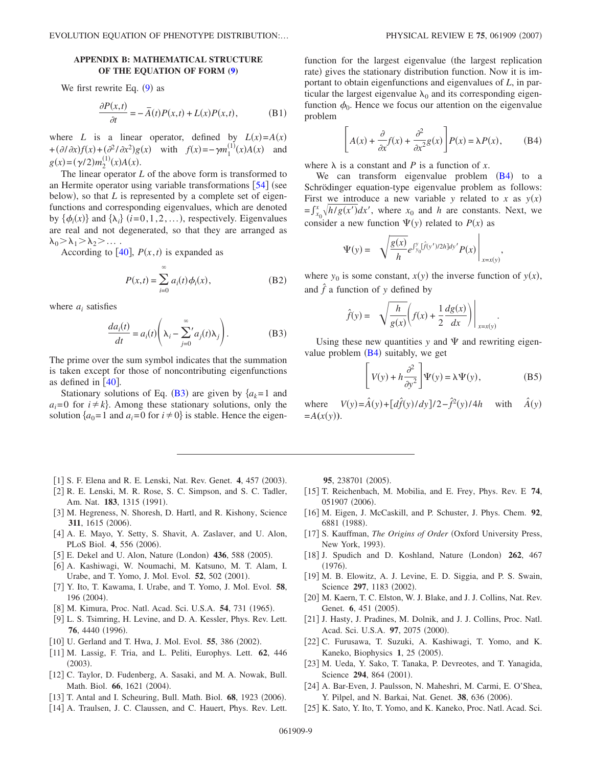## APPENDIX B: MATHEMATICAL STRUCTURE OF THE EQUATION OF FORM (9)

We first rewrite Eq. (9) as

$$\frac{\partial P(x,t)}{\partial t} = -\bar{A}(t)P(x,t) + L(x)P(x,t), \tag{B1}$$

where $L$ is a linear operator, defined by $L(x)=A(x)+(\partial/\partial x)f(x)+(\partial^2/\partial x^2)g(x)$ with $f(x)=-\gamma m_1^{(1)}(x)A(x)$ and $g(x)=(\gamma/2)m_2^{(1)}(x)A(x)$.

The linear operator $L$ of the above form is transformed to an Hermite operator using variable transformations [54] (see below), so that $L$ is represented by a complete set of eigenfunctions and corresponding eigenvalues, which are denoted by $\{\phi_i(x)\}$ and $\{\lambda_i\}$ $(i=0,1,2,\ldots)$, respectively. Eigenvalues are real and not degenerated, so that they are arranged as $\lambda_0 > \lambda_1 > \lambda_2 > \ldots$.

According to [40], $P(x,t)$ is expanded as

$$P(x,t) = \sum_{i=0}^{\infty} a_i(t)\phi_i(x), \tag{B2}$$

where $a_i$ satisfies

$$\frac{da_i(t)}{dt} = a_i(t)\left(\lambda_i - {\sum_{j=0}^{\infty}}' a_j(t)\lambda_j\right). \tag{B3}$$

The prime over the sum symbol indicates that the summation is taken except for those of noncontributing eigenfunctions as defined in [40].

Stationary solutions of Eq. (B3) are given by $\{a_k=1$ and $a_i=0$ for $i\neq k\}$. Among these stationary solutions, only the solution $\{a_0=1$ and $a_i=0$ for $i\neq 0\}$ is stable. Hence the eigenfunction for the largest eigenvalue (the largest replication rate) gives the stationary distribution function. Now it is important to obtain eigenfunctions and eigenvalues of $L$, in particular the largest eigenvalue $\lambda_0$ and its corresponding eigenfunction $\phi_0$. Hence we focus our attention on the eigenvalue problem

$$\left[A(x) + \frac{\partial}{\partial x}f(x) + \frac{\partial^2}{\partial x^2}g(x)\right]P(x) = \lambda P(x), \tag{B4}$$

where $\lambda$ is a constant and $P$ is a function of $x$.

We can transform eigenvalue problem (B4) to a Schrödinger equation-type eigenvalue problem as follows: First we introduce a new variable $y$ related to $x$ as $y(x)=\int_{x_0}^{x}\sqrt{h/g(x')}dx'$, where $x_0$ and $h$ are constants. Next, we consider a new function $\Psi(y)$ related to $P(x)$ as

$$\Psi(y) = \left.\sqrt{\frac{g(x)}{h}}e^{\int_{y_0}^{y}[\hat{f}(y')/2h]dy'}P(x)\right|_{x=x(y)},$$

where $y_0$ is some constant, $x(y)$ the inverse function of $y(x)$, and $\hat{f}$ a function of $y$ defined by

$$\hat{f}(y) = \left.\sqrt{\frac{h}{g(x)}}\left(f(x) + \frac{1}{2}\frac{dg(x)}{dx}\right)\right|_{x=x(y)}.$$

Using these new quantities $y$ and $\Psi$ and rewriting eigenvalue problem (B4) suitably, we get

$$\left[V(y) + h\frac{\partial^2}{\partial y^2}\right]\Psi(y) = \lambda\Psi(y), \tag{B5}$$

where $V(y)=\hat{A}(y)+[d\hat{f}(y)/dy]/2-\hat{f}^2(y)/4h$ with $\hat{A}(y)=A(x(y))$.

---

[1] S. F. Elena and R. E. Lenski, Nat. Rev. Genet. **4**, 457 (2003).
[2] R. E. Lenski, M. R. Rose, S. C. Simpson, and S. C. Tadler, Am. Nat. **183**, 1315 (1991).
[3] M. Hegreness, N. Shoresh, D. Hartl, and R. Kishony, Science **311**, 1615 (2006).
[4] A. E. Mayo, Y. Setty, S. Shavit, A. Zaslaver, and U. Alon, PLoS Biol. **4**, 556 (2006).
[5] E. Dekel and U. Alon, Nature (London) **436**, 588 (2005).
[6] A. Kashiwagi, W. Noumachi, M. Katsuno, M. T. Alam, I. Urabe, and T. Yomo, J. Mol. Evol. **52**, 502 (2001).
[7] Y. Ito, T. Kawama, I. Urabe, and T. Yomo, J. Mol. Evol. **58**, 196 (2004).
[8] M. Kimura, Proc. Natl. Acad. Sci. U.S.A. **54**, 731 (1965).
[9] L. S. Tsimring, H. Levine, and D. A. Kessler, Phys. Rev. Lett. **76**, 4440 (1996).
[10] U. Gerland and T. Hwa, J. Mol. Evol. **55**, 386 (2002).
[11] M. Lassig, F. Tria, and L. Peliti, Europhys. Lett. **62**, 446 (2003).
[12] C. Taylor, D. Fudenberg, A. Sasaki, and M. A. Nowak, Bull. Math. Biol. **66**, 1621 (2004).
[13] T. Antal and I. Scheuring, Bull. Math. Biol. **68**, 1923 (2006).
[14] A. Traulsen, J. C. Claussen, and C. Hauert, Phys. Rev. Lett. **95**, 238701 (2005).
[15] T. Reichenbach, M. Mobilia, and E. Frey, Phys. Rev. E **74**, 051907 (2006).
[16] M. Eigen, J. McCaskill, and P. Schuster, J. Phys. Chem. **92**, 6881 (1988).
[17] S. Kauffman, *The Origins of Order* (Oxford University Press, New York, 1993).
[18] J. Spudich and D. Koshland, Nature (London) **262**, 467 (1976).
[19] M. B. Elowitz, A. J. Levine, E. D. Siggia, and P. S. Swain, Science **297**, 1183 (2002).
[20] M. Kaern, T. C. Elston, W. J. Blake, and J. J. Collins, Nat. Rev. Genet. **6**, 451 (2005).
[21] J. Hasty, J. Pradines, M. Dolnik, and J. J. Collins, Proc. Natl. Acad. Sci. U.S.A. **97**, 2075 (2000).
[22] C. Furusawa, T. Suzuki, A. Kashiwagi, T. Yomo, and K. Kaneko, Biophysics **1**, 25 (2005).
[23] M. Ueda, Y. Sako, T. Tanaka, P. Devreotes, and T. Yanagida, Science **294**, 864 (2001).
[24] A. Bar-Even, J. Paulsson, N. Maheshri, M. Carmi, E. O'Shea, Y. Pilpel, and N. Barkai, Nat. Genet. **38**, 636 (2006).
[25] K. Sato, Y. Ito, T. Yomo, and K. Kaneko, Proc. Natl. Acad. Sci.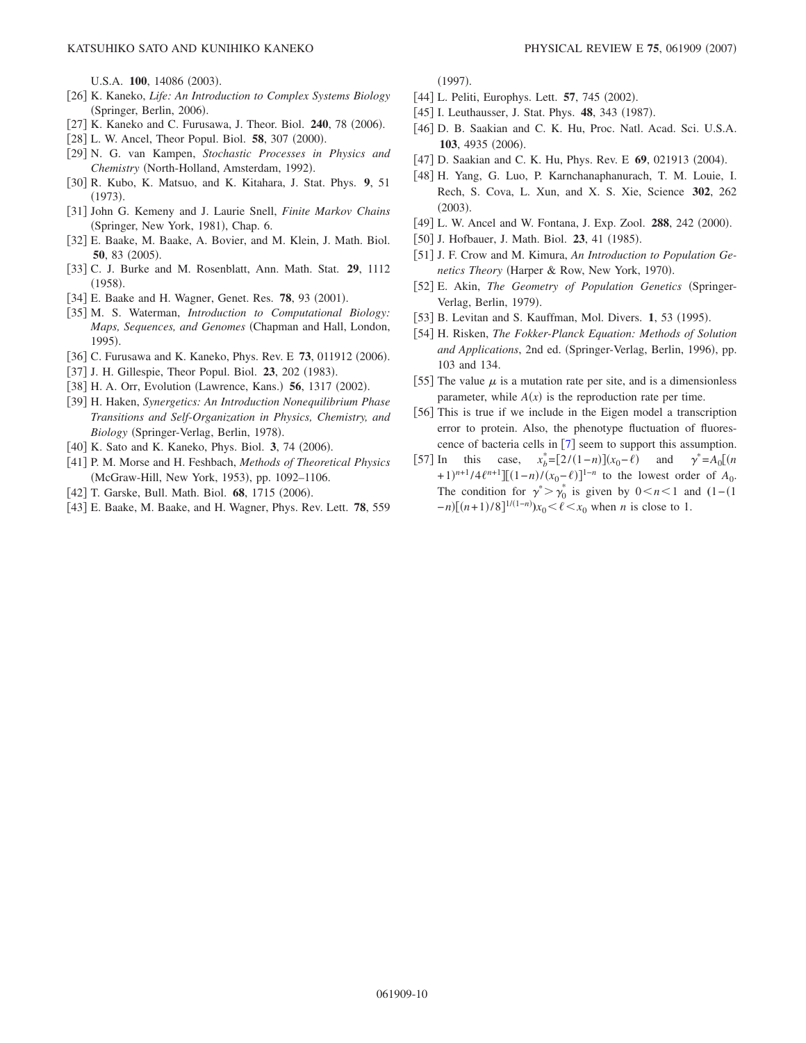U.S.A. **100**, 14086 (2003).

[26] K. Kaneko, *Life: An Introduction to Complex Systems Biology* (Springer, Berlin, 2006).

[27] K. Kaneko and C. Furusawa, J. Theor. Biol. **240**, 78 (2006).

[28] L. W. Ancel, Theor Popul. Biol. **58**, 307 (2000).

[29] N. G. van Kampen, *Stochastic Processes in Physics and Chemistry* (North-Holland, Amsterdam, 1992).

[30] R. Kubo, K. Matsuo, and K. Kitahara, J. Stat. Phys. **9**, 51 (1973).

[31] John G. Kemeny and J. Laurie Snell, *Finite Markov Chains* (Springer, New York, 1981), Chap. 6.

[32] E. Baake, M. Baake, A. Bovier, and M. Klein, J. Math. Biol. **50**, 83 (2005).

[33] C. J. Burke and M. Rosenblatt, Ann. Math. Stat. **29**, 1112 (1958).

[34] E. Baake and H. Wagner, Genet. Res. **78**, 93 (2001).

[35] M. S. Waterman, *Introduction to Computational Biology: Maps, Sequences, and Genomes* (Chapman and Hall, London, 1995).

[36] C. Furusawa and K. Kaneko, Phys. Rev. E **73**, 011912 (2006).

[37] J. H. Gillespie, Theor Popul. Biol. **23**, 202 (1983).

[38] H. A. Orr, Evolution (Lawrence, Kans.) **56**, 1317 (2002).

[39] H. Haken, *Synergetics: An Introduction Nonequilibrium Phase Transitions and Self-Organization in Physics, Chemistry, and Biology* (Springer-Verlag, Berlin, 1978).

[40] K. Sato and K. Kaneko, Phys. Biol. **3**, 74 (2006).

[41] P. M. Morse and H. Feshbach, *Methods of Theoretical Physics* (McGraw-Hill, New York, 1953), pp. 1092–1106.

[42] T. Garske, Bull. Math. Biol. **68**, 1715 (2006).

[43] E. Baake, M. Baake, and H. Wagner, Phys. Rev. Lett. **78**, 559 (1997).

[44] L. Peliti, Europhys. Lett. **57**, 745 (2002).

[45] I. Leuthausser, J. Stat. Phys. **48**, 343 (1987).

[46] D. B. Saakian and C. K. Hu, Proc. Natl. Acad. Sci. U.S.A. **103**, 4935 (2006).

[47] D. Saakian and C. K. Hu, Phys. Rev. E **69**, 021913 (2004).

[48] H. Yang, G. Luo, P. Karnchanaphanurach, T. M. Louie, I. Rech, S. Cova, L. Xun, and X. S. Xie, Science **302**, 262 (2003).

[49] L. W. Ancel and W. Fontana, J. Exp. Zool. **288**, 242 (2000).

[50] J. Hofbauer, J. Math. Biol. **23**, 41 (1985).

[51] J. F. Crow and M. Kimura, *An Introduction to Population Genetics Theory* (Harper & Row, New York, 1970).

[52] E. Akin, *The Geometry of Population Genetics* (Springer-Verlag, Berlin, 1979).

[53] B. Levitan and S. Kauffman, Mol. Divers. **1**, 53 (1995).

[54] H. Risken, *The Fokker-Planck Equation: Methods of Solution and Applications*, 2nd ed. (Springer-Verlag, Berlin, 1996), pp. 103 and 134.

[55] The value $\mu$ is a mutation rate per site, and is a dimensionless parameter, while $A(x)$ is the reproduction rate per time.

[56] This is true if we include in the Eigen model a transcription error to protein. Also, the phenotype fluctuation of fluorescence of bacteria cells in [7] seem to support this assumption.

[57] In this case, $x_b^*=[2/(1-n)](x_0-\ell)$ and $\gamma^*=A_0[(n+1)^{n+1}/4\ell^{n+1}][(1-n)/(x_0-\ell)]^{1-n}$ to the lowest order of $A_0$. The condition for $\gamma^*>\gamma_0^*$ is given by $0<n<1$ and $(1-(1-n)[(n+1)/8]^{1/(1-n)})x_0<\ell<x_0$ when $n$ is close to 1.